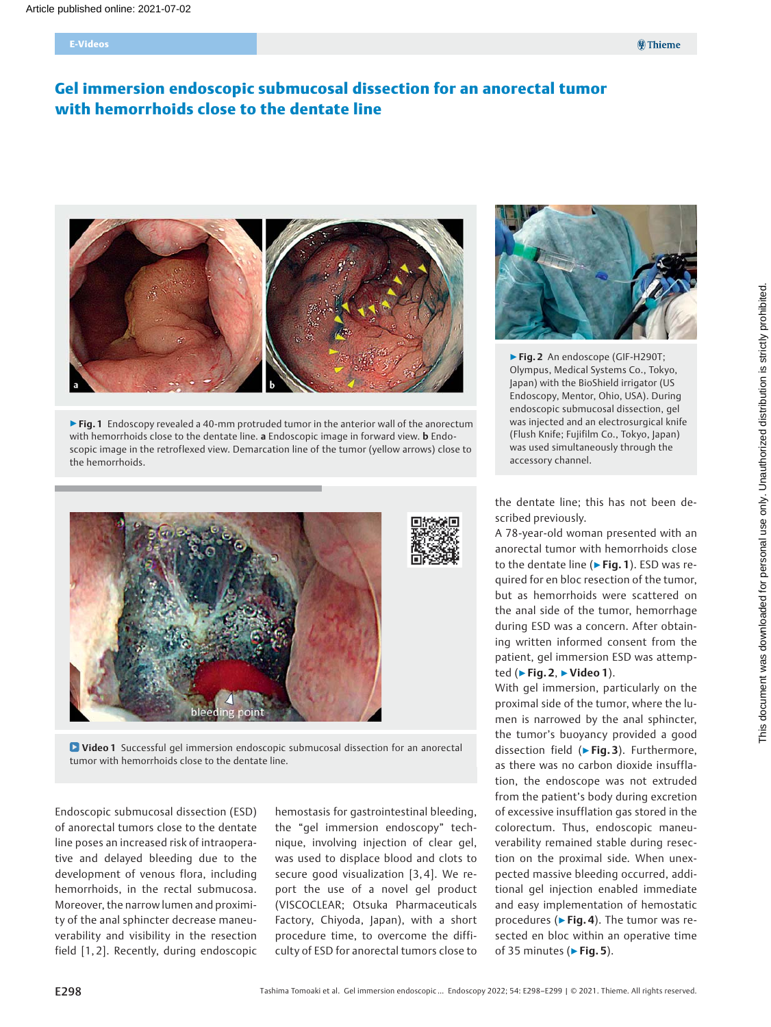# Gel immersion endoscopic submucosal dissection for an anorectal tumor with hemorrhoids close to the dentate line

▶ **Fig. 1** Endoscopy revealed a 40-mm protruded tumor in the anterior wall of the anorectum with hemorrhoids close to the dentate line. **a** Endoscopic image in forward view. **b** Endoscopic image in the retroflexed view. Demarcation line of the tumor (yellow arrows) close to the hemorrhoids.

▶ **Fig. 2** An endoscope (GIF-H290T; Olympus, Medical Systems Co., Tokyo, Japan) with the BioShield irrigator (US Endoscopy, Mentor, Ohio, USA). During endoscopic submucosal dissection, gel was injected and an electrosurgical knife (Flush Knife; Fujifilm Co., Tokyo, Japan) was used simultaneously through the accessory channel.

**Video 1** Successful gel immersion endoscopic submucosal dissection for an anorectal tumor with hemorrhoids close to the dentate line.

Endoscopic submucosal dissection (ESD) of anorectal tumors close to the dentate line poses an increased risk of intraoperative and delayed bleeding due to the development of venous flora, including hemorrhoids, in the rectal submucosa. Moreover, the narrow lumen and proximity of the anal sphincter decrease maneuverability and visibility in the resection field [1, 2]. Recently, during endoscopic hemostasis for gastrointestinal bleeding, the "gel immersion endoscopy" technique, involving injection of clear gel, was used to displace blood and clots to secure good visualization [3, 4]. We report the use of a novel gel product (VISCOCLEAR; Otsuka Pharmaceuticals Factory, Chiyoda, Japan), with a short procedure time, to overcome the difficulty of ESD for anorectal tumors close to the dentate line; this has not been described previously.

A 78-year-old woman presented with an anorectal tumor with hemorrhoids close to the dentate line (▶ **Fig. 1**). ESD was required for en bloc resection of the tumor, but as hemorrhoids were scattered on the anal side of the tumor, hemorrhage during ESD was a concern. After obtaining written informed consent from the patient, gel immersion ESD was attempted (▶ **Fig. 2**, ▶ **Video 1**).

With gel immersion, particularly on the proximal side of the tumor, where the lumen is narrowed by the anal sphincter, the tumor's buoyancy provided a good dissection field (▶ **Fig. 3**). Furthermore, as there was no carbon dioxide insufflation, the endoscope was not extruded from the patient's body during excretion of excessive insufflation gas stored in the colorectum. Thus, endoscopic maneuverability remained stable during resection on the proximal side. When unexpected massive bleeding occurred, additional gel injection enabled immediate and easy implementation of hemostatic procedures (▶ **Fig. 4**). The tumor was resected en bloc within an operative time of 35 minutes (▶ **Fig. 5**).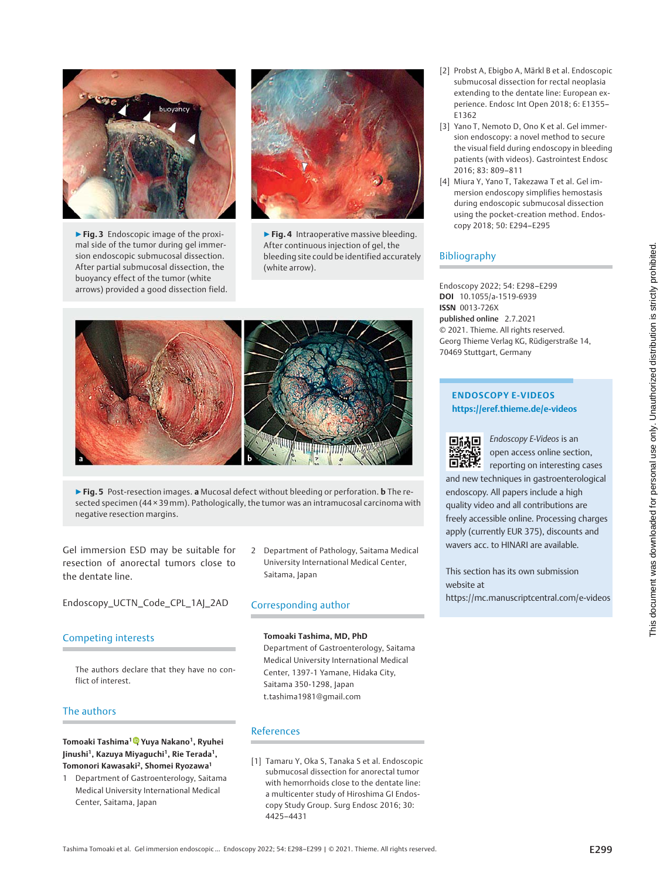▶ **Fig. 3** Endoscopic image of the proximal side of the tumor during gel immersion endoscopic submucosal dissection. After partial submucosal dissection, the buoyancy effect of the tumor (white arrows) provided a good dissection field.

▶ **Fig. 4** Intraoperative massive bleeding. After continuous injection of gel, the bleeding site could be identified accurately (white arrow).

▶ **Fig. 5** Post-resection images. **a** Mucosal defect without bleeding or perforation. **b** The resected specimen (44 × 39 mm). Pathologically, the tumor was an intramucosal carcinoma with negative resection margins.

Gel immersion ESD may be suitable for resection of anorectal tumors close to the dentate line.

Endoscopy_UCTN_Code_CPL_1AJ_2AD

## Competing interests

The authors declare that they have no conflict of interest.

## The authors

**Tomoaki Tashima[1] Yuya Nakano[1], Ryuhei Jinushi[1], Kazuya Miyaguchi[1], Rie Terada[1], Tomonori Kawasaki[2], Shomei Ryozawa[1]**

1 Department of Gastroenterology, Saitama Medical University International Medical Center, Saitama, Japan

2 Department of Pathology, Saitama Medical University International Medical Center, Saitama, Japan

## Corresponding author

**Tomoaki Tashima, MD, PhD**
Department of Gastroenterology, Saitama Medical University International Medical Center, 1397-1 Yamane, Hidaka City, Saitama 350-1298, Japan
t.tashima1981@gmail.com

## References

[1] Tamaru Y, Oka S, Tanaka S et al. Endoscopic submucosal dissection for anorectal tumor with hemorrhoids close to the dentate line: a multicenter study of Hiroshima GI Endoscopy Study Group. Surg Endosc 2016; 30: 4425–4431

[2] Probst A, Ebigbo A, Märkl B et al. Endoscopic submucosal dissection for rectal neoplasia extending to the dentate line: European experience. Endosc Int Open 2018; 6: E1355–E1362

[3] Yano T, Nemoto D, Ono K et al. Gel immersion endoscopy: a novel method to secure the visual field during endoscopy in bleeding patients (with videos). Gastrointest Endosc 2016; 83: 809–811

[4] Miura Y, Yano T, Takezawa T et al. Gel immersion endoscopy simplifies hemostasis during endoscopic submucosal dissection using the pocket-creation method. Endoscopy 2018; 50: E294–E295

## Bibliography

Endoscopy 2022; 54: E298–E299
**DOI** 10.1055/a-1519-6939
**ISSN** 0013-726X
**published online** 2.7.2021
© 2021. Thieme. All rights reserved.
Georg Thieme Verlag KG, Rüdigerstraße 14, 70469 Stuttgart, Germany

**ENDOSCOPY E-VIDEOS**
**https://eref.thieme.de/e-videos**

*Endoscopy E-Videos* is an open access online section, reporting on interesting cases and new techniques in gastroenterological endoscopy. All papers include a high quality video and all contributions are freely accessible online. Processing charges apply (currently EUR 375), discounts and wavers acc. to HINARI are available.

This section has its own submission website at https://mc.manuscriptcentral.com/e-videos